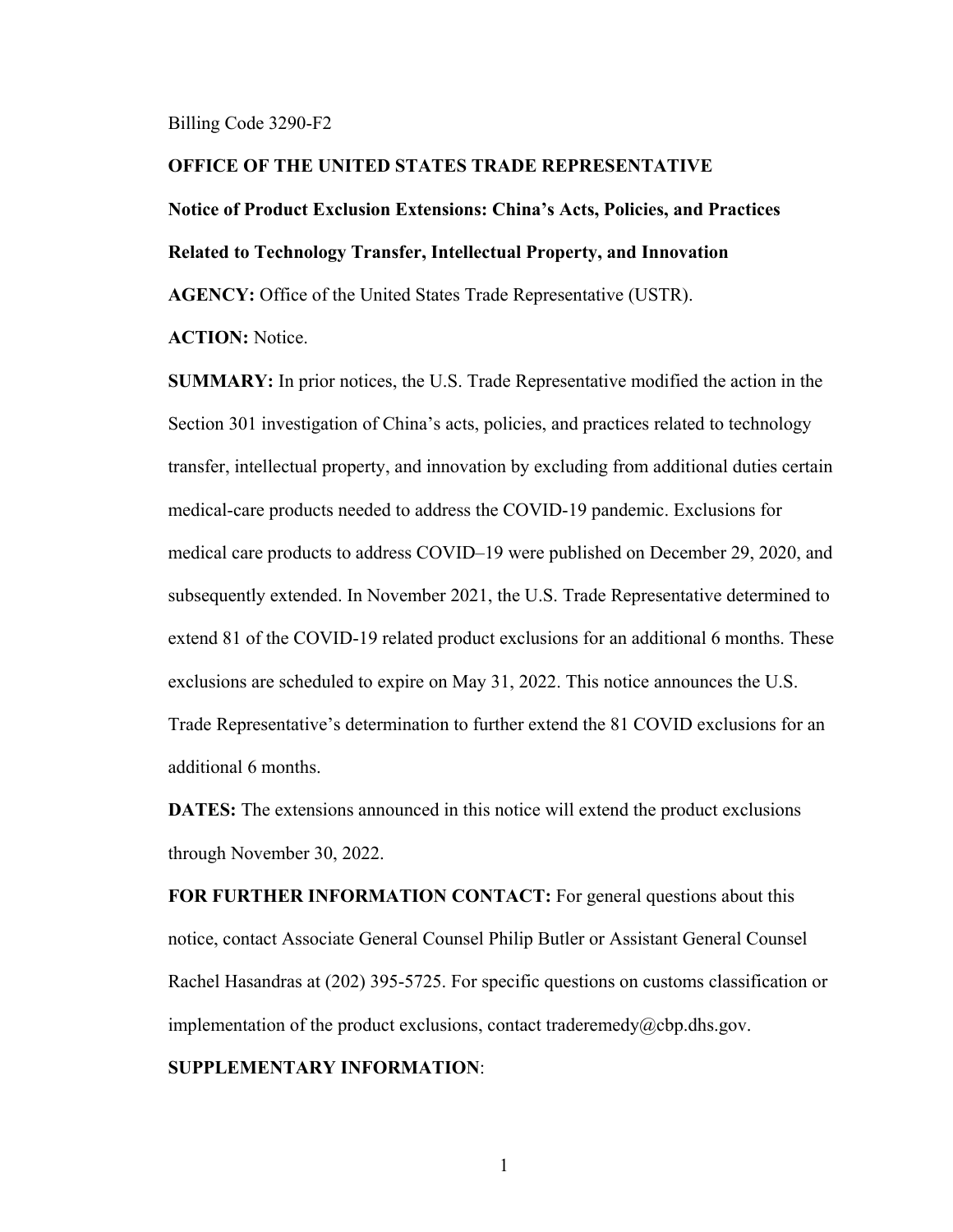Billing Code 3290-F2

**OFFICE OF THE UNITED STATES TRADE REPRESENTATIVE**

**Notice of Product Exclusion Extensions: China's Acts, Policies, and Practices Related to Technology Transfer, Intellectual Property, and Innovation**

**AGENCY:** Office of the United States Trade Representative (USTR).

**ACTION:** Notice.

**SUMMARY:** In prior notices, the U.S. Trade Representative modified the action in the Section 301 investigation of China's acts, policies, and practices related to technology transfer, intellectual property, and innovation by excluding from additional duties certain medical-care products needed to address the COVID-19 pandemic. Exclusions for medical care products to address COVID–19 were published on December 29, 2020, and subsequently extended. In November 2021, the U.S. Trade Representative determined to extend 81 of the COVID-19 related product exclusions for an additional 6 months. These exclusions are scheduled to expire on May 31, 2022. This notice announces the U.S. Trade Representative's determination to further extend the 81 COVID exclusions for an additional 6 months.

**DATES:** The extensions announced in this notice will extend the product exclusions through November 30, 2022.

**FOR FURTHER INFORMATION CONTACT:** For general questions about this notice, contact Associate General Counsel Philip Butler or Assistant General Counsel Rachel Hasandras at (202) 395-5725. For specific questions on customs classification or implementation of the product exclusions, contact traderemedy@cbp.dhs.gov.

**SUPPLEMENTARY INFORMATION**: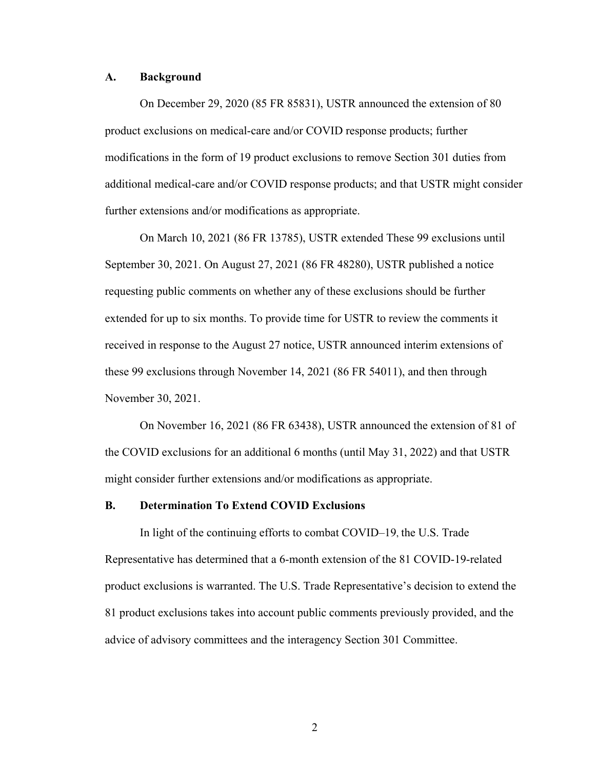## A. Background

On December 29, 2020 (85 FR 85831), USTR announced the extension of 80 product exclusions on medical-care and/or COVID response products; further modifications in the form of 19 product exclusions to remove Section 301 duties from additional medical-care and/or COVID response products; and that USTR might consider further extensions and/or modifications as appropriate.

On March 10, 2021 (86 FR 13785), USTR extended These 99 exclusions until September 30, 2021. On August 27, 2021 (86 FR 48280), USTR published a notice requesting public comments on whether any of these exclusions should be further extended for up to six months. To provide time for USTR to review the comments it received in response to the August 27 notice, USTR announced interim extensions of these 99 exclusions through November 14, 2021 (86 FR 54011), and then through November 30, 2021.

On November 16, 2021 (86 FR 63438), USTR announced the extension of 81 of the COVID exclusions for an additional 6 months (until May 31, 2022) and that USTR might consider further extensions and/or modifications as appropriate.

## B. Determination To Extend COVID Exclusions

In light of the continuing efforts to combat COVID–19, the U.S. Trade Representative has determined that a 6-month extension of the 81 COVID-19-related product exclusions is warranted. The U.S. Trade Representative's decision to extend the 81 product exclusions takes into account public comments previously provided, and the advice of advisory committees and the interagency Section 301 Committee.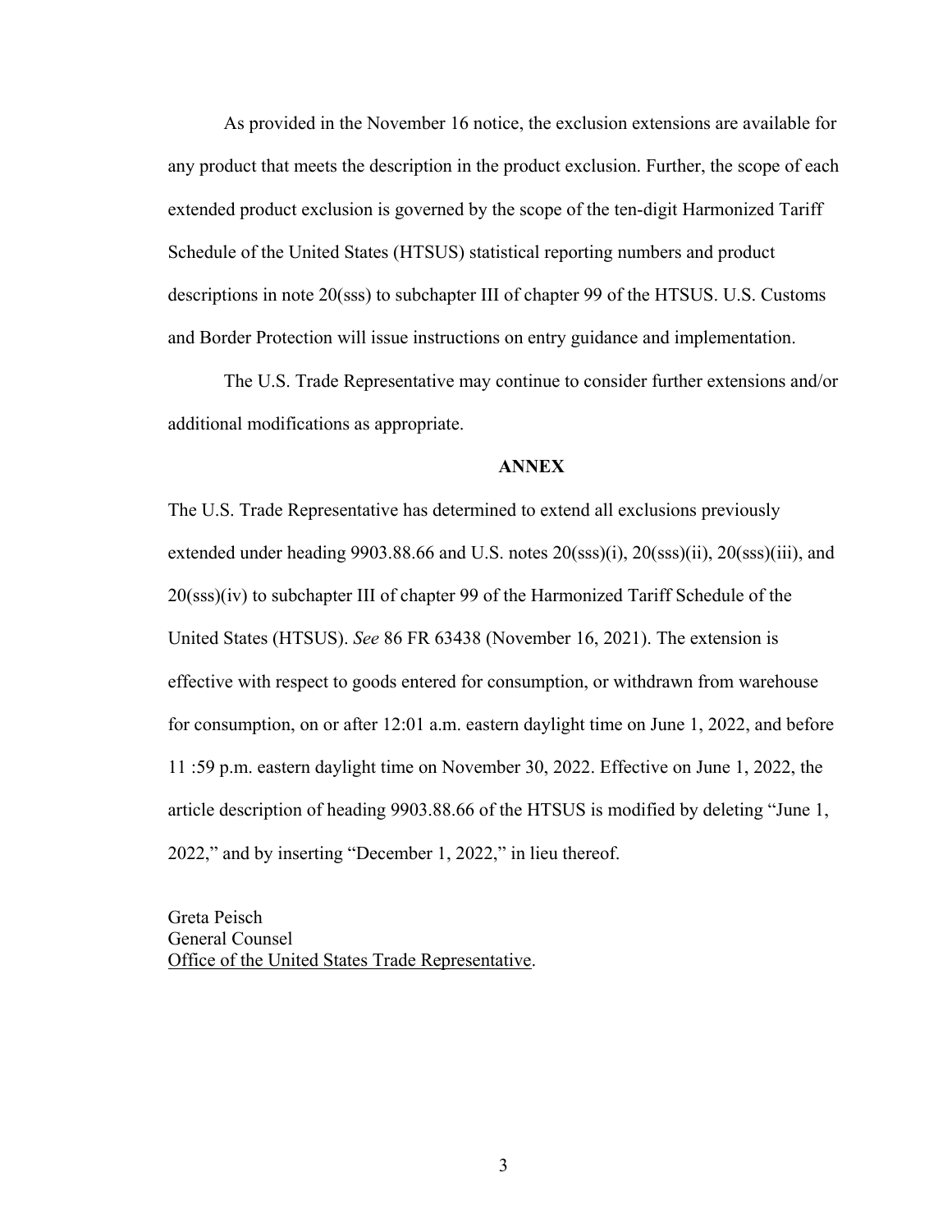As provided in the November 16 notice, the exclusion extensions are available for any product that meets the description in the product exclusion. Further, the scope of each extended product exclusion is governed by the scope of the ten-digit Harmonized Tariff Schedule of the United States (HTSUS) statistical reporting numbers and product descriptions in note 20(sss) to subchapter III of chapter 99 of the HTSUS. U.S. Customs and Border Protection will issue instructions on entry guidance and implementation.

The U.S. Trade Representative may continue to consider further extensions and/or additional modifications as appropriate.

**ANNEX**

The U.S. Trade Representative has determined to extend all exclusions previously extended under heading 9903.88.66 and U.S. notes 20(sss)(i), 20(sss)(ii), 20(sss)(iii), and 20(sss)(iv) to subchapter III of chapter 99 of the Harmonized Tariff Schedule of the United States (HTSUS). *See* 86 FR 63438 (November 16, 2021). The extension is effective with respect to goods entered for consumption, or withdrawn from warehouse for consumption, on or after 12:01 a.m. eastern daylight time on June 1, 2022, and before 11 :59 p.m. eastern daylight time on November 30, 2022. Effective on June 1, 2022, the article description of heading 9903.88.66 of the HTSUS is modified by deleting "June 1, 2022," and by inserting "December 1, 2022," in lieu thereof.

Greta Peisch
General Counsel
Office of the United States Trade Representative.